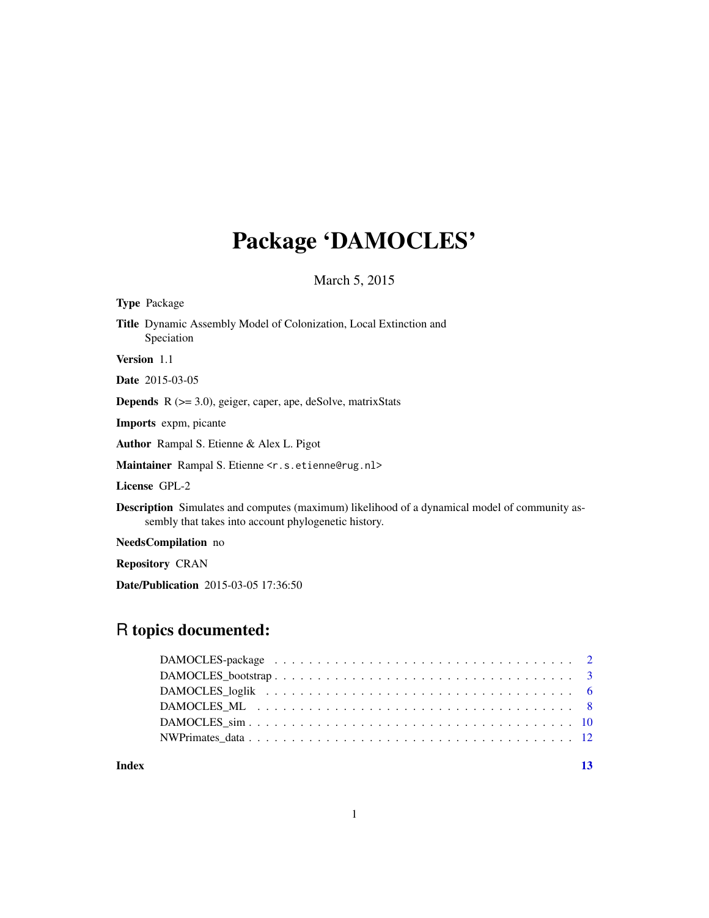# Package 'DAMOCLES'

March 5, 2015

**Type** Package

**Title** Dynamic Assembly Model of Colonization, Local Extinction and Speciation

**Version** 1.1

**Date** 2015-03-05

**Depends** R (>= 3.0), geiger, caper, ape, deSolve, matrixStats

**Imports** expm, picante

**Author** Rampal S. Etienne & Alex L. Pigot

**Maintainer** Rampal S. Etienne <r.s.etienne@rug.nl>

**License** GPL-2

**Description** Simulates and computes (maximum) likelihood of a dynamical model of community assembly that takes into account phylogenetic history.

**NeedsCompilation** no

**Repository** CRAN

**Date/Publication** 2015-03-05 17:36:50

## R topics documented:

| | |
|---|---|
| DAMOCLES-package | 2 |
| DAMOCLES_bootstrap | 3 |
| DAMOCLES_loglik | 6 |
| DAMOCLES_ML | 8 |
| DAMOCLES_sim | 10 |
| NWPrimates_data | 12 |
| **Index** | **13** |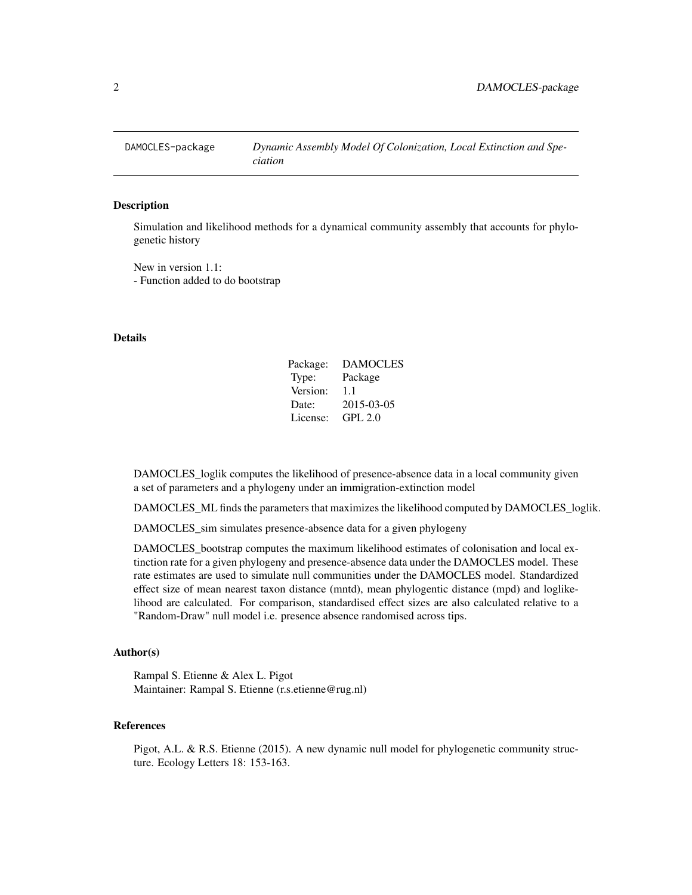DAMOCLES-package *Dynamic Assembly Model Of Colonization, Local Extinction and Speciation*

## Description

Simulation and likelihood methods for a dynamical community assembly that accounts for phylogenetic history

New in version 1.1:
- Function added to do bootstrap

## Details

| | |
|---|---|
| Package: | DAMOCLES |
| Type: | Package |
| Version: | 1.1 |
| Date: | 2015-03-05 |
| License: | GPL 2.0 |

DAMOCLES_loglik computes the likelihood of presence-absence data in a local community given a set of parameters and a phylogeny under an immigration-extinction model

DAMOCLES_ML finds the parameters that maximizes the likelihood computed by DAMOCLES_loglik.

DAMOCLES_sim simulates presence-absence data for a given phylogeny

DAMOCLES_bootstrap computes the maximum likelihood estimates of colonisation and local extinction rate for a given phylogeny and presence-absence data under the DAMOCLES model. These rate estimates are used to simulate null communities under the DAMOCLES model. Standardized effect size of mean nearest taxon distance (mntd), mean phylogentic distance (mpd) and loglikelihood are calculated. For comparison, standardised effect sizes are also calculated relative to a "Random-Draw" null model i.e. presence absence randomised across tips.

## Author(s)

Rampal S. Etienne & Alex L. Pigot
Maintainer: Rampal S. Etienne (r.s.etienne@rug.nl)

## References

Pigot, A.L. & R.S. Etienne (2015). A new dynamic null model for phylogenetic community structure. Ecology Letters 18: 153-163.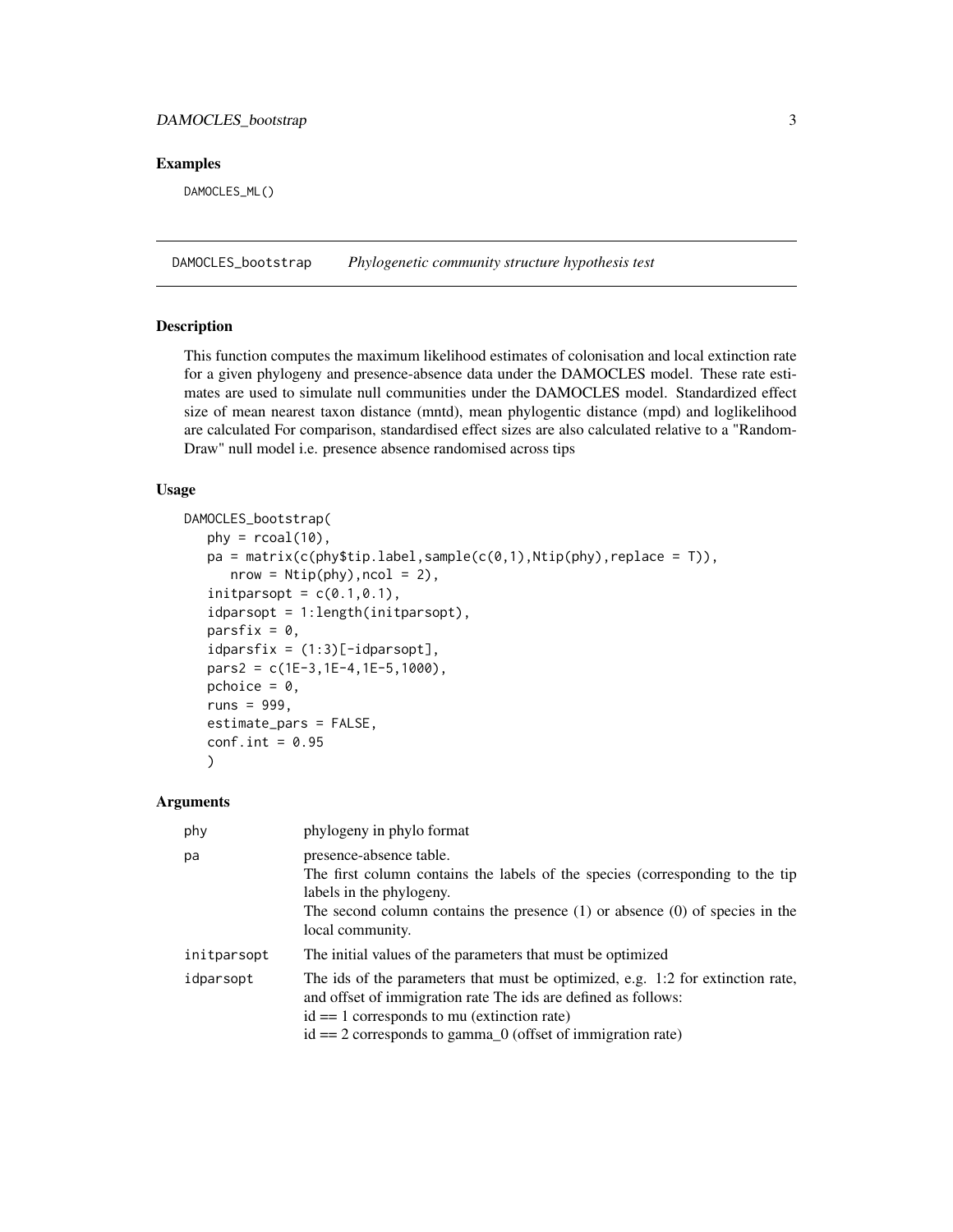## Examples

```
DAMOCLES_ML()
```

---

DAMOCLES_bootstrap    *Phylogenetic community structure hypothesis test*

---

## Description

This function computes the maximum likelihood estimates of colonisation and local extinction rate for a given phylogeny and presence-absence data under the DAMOCLES model. These rate estimates are used to simulate null communities under the DAMOCLES model. Standardized effect size of mean nearest taxon distance (mntd), mean phylogentic distance (mpd) and loglikelihood are calculated For comparison, standardised effect sizes are also calculated relative to a "Random-Draw" null model i.e. presence absence randomised across tips

## Usage

```
DAMOCLES_bootstrap(
   phy = rcoal(10),
   pa = matrix(c(phy$tip.label,sample(c(0,1),Ntip(phy),replace = T)),
      nrow = Ntip(phy),ncol = 2),
   initparsopt = c(0.1,0.1),
   idparsopt = 1:length(initparsopt),
   parsfix = 0,
   idparsfix = (1:3)[-idparsopt],
   pars2 = c(1E-3,1E-4,1E-5,1000),
   pchoice = 0,
   runs = 999,
   estimate_pars = FALSE,
   conf.int = 0.95
   )
```

## Arguments

| | |
|---|---|
| phy | phylogeny in phylo format |
| pa | presence-absence table.<br>The first column contains the labels of the species (corresponding to the tip labels in the phylogeny.<br>The second column contains the presence (1) or absence (0) of species in the local community. |
| initparsopt | The initial values of the parameters that must be optimized |
| idparsopt | The ids of the parameters that must be optimized, e.g. 1:2 for extinction rate, and offset of immigration rate The ids are defined as follows:<br>id == 1 corresponds to mu (extinction rate)<br>id == 2 corresponds to gamma_0 (offset of immigration rate) |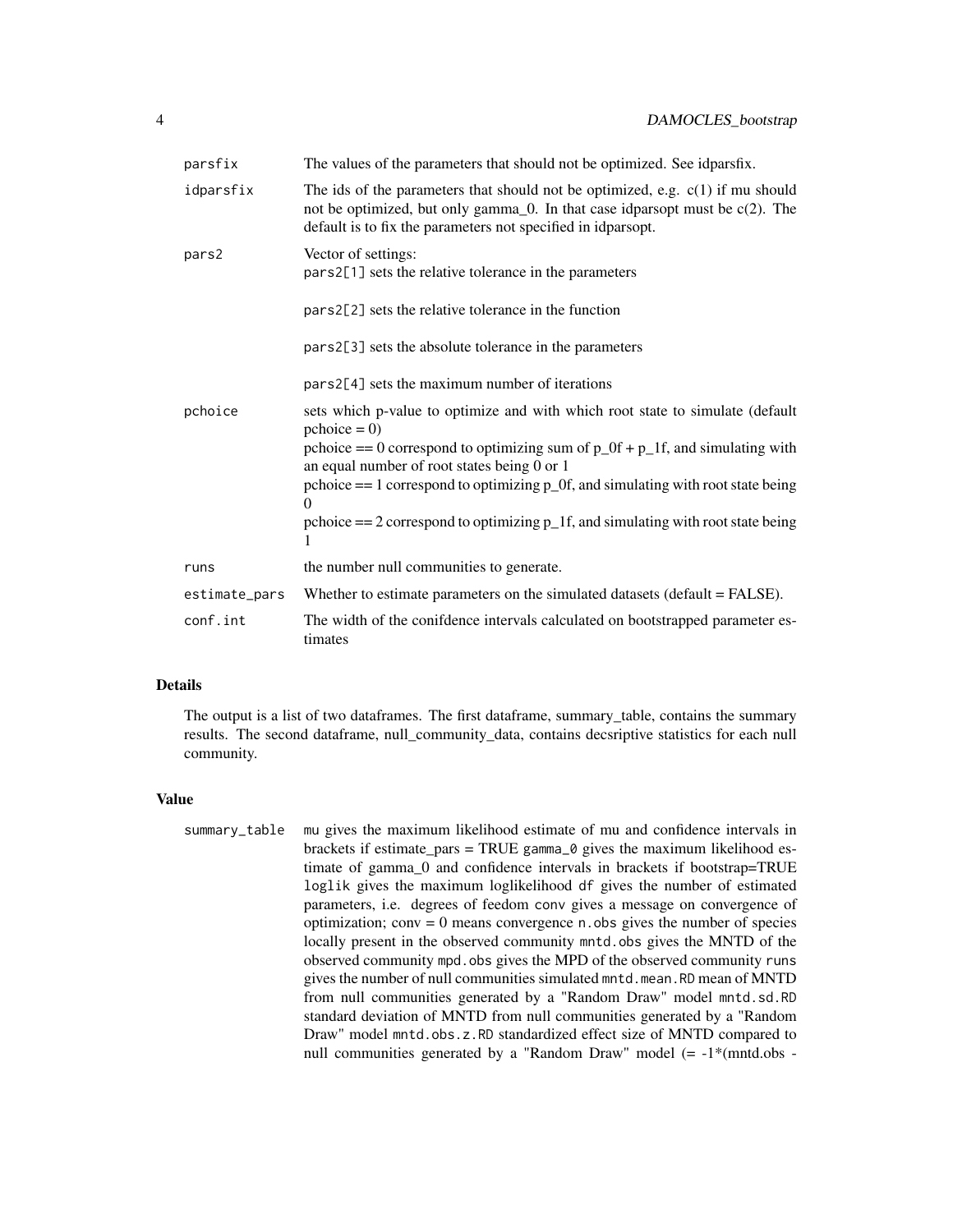| | |
|---|---|
| parsfix | The values of the parameters that should not be optimized. See idparsfix. |
| idparsfix | The ids of the parameters that should not be optimized, e.g. c(1) if mu should not be optimized, but only gamma_0. In that case idparsopt must be c(2). The default is to fix the parameters not specified in idparsopt. |
| pars2 | Vector of settings:<br>pars2[1] sets the relative tolerance in the parameters<br><br>pars2[2] sets the relative tolerance in the function<br><br>pars2[3] sets the absolute tolerance in the parameters<br><br>pars2[4] sets the maximum number of iterations |
| pchoice | sets which p-value to optimize and with which root state to simulate (default pchoice = 0)<br>pchoice == 0 correspond to optimizing sum of p_0f + p_1f, and simulating with an equal number of root states being 0 or 1<br>pchoice == 1 correspond to optimizing p_0f, and simulating with root state being 0<br>pchoice == 2 correspond to optimizing p_1f, and simulating with root state being 1 |
| runs | the number null communities to generate. |
| estimate_pars | Whether to estimate parameters on the simulated datasets (default = FALSE). |
| conf.int | The width of the conifdence intervals calculated on bootstrapped parameter estimates |

## Details

The output is a list of two dataframes. The first dataframe, summary_table, contains the summary results. The second dataframe, null_community_data, contains decsriptive statistics for each null community.

## Value

| | |
|---|---|
| summary_table | mu gives the maximum likelihood estimate of mu and confidence intervals in brackets if estimate_pars = TRUE gamma_0 gives the maximum likelihood estimate of gamma_0 and confidence intervals in brackets if bootstrap=TRUE loglik gives the maximum loglikelihood df gives the number of estimated parameters, i.e. degrees of feedom conv gives a message on convergence of optimization; conv = 0 means convergence n.obs gives the number of species locally present in the observed community mntd.obs gives the MNTD of the observed community mpd.obs gives the MPD of the observed community runs gives the number of null communities simulated mntd.mean.RD mean of MNTD from null communities generated by a "Random Draw" model mntd.sd.RD standard deviation of MNTD from null communities generated by a "Random Draw" model mntd.obs.z.RD standardized effect size of MNTD compared to null communities generated by a "Random Draw" model (= -1*(mntd.obs - |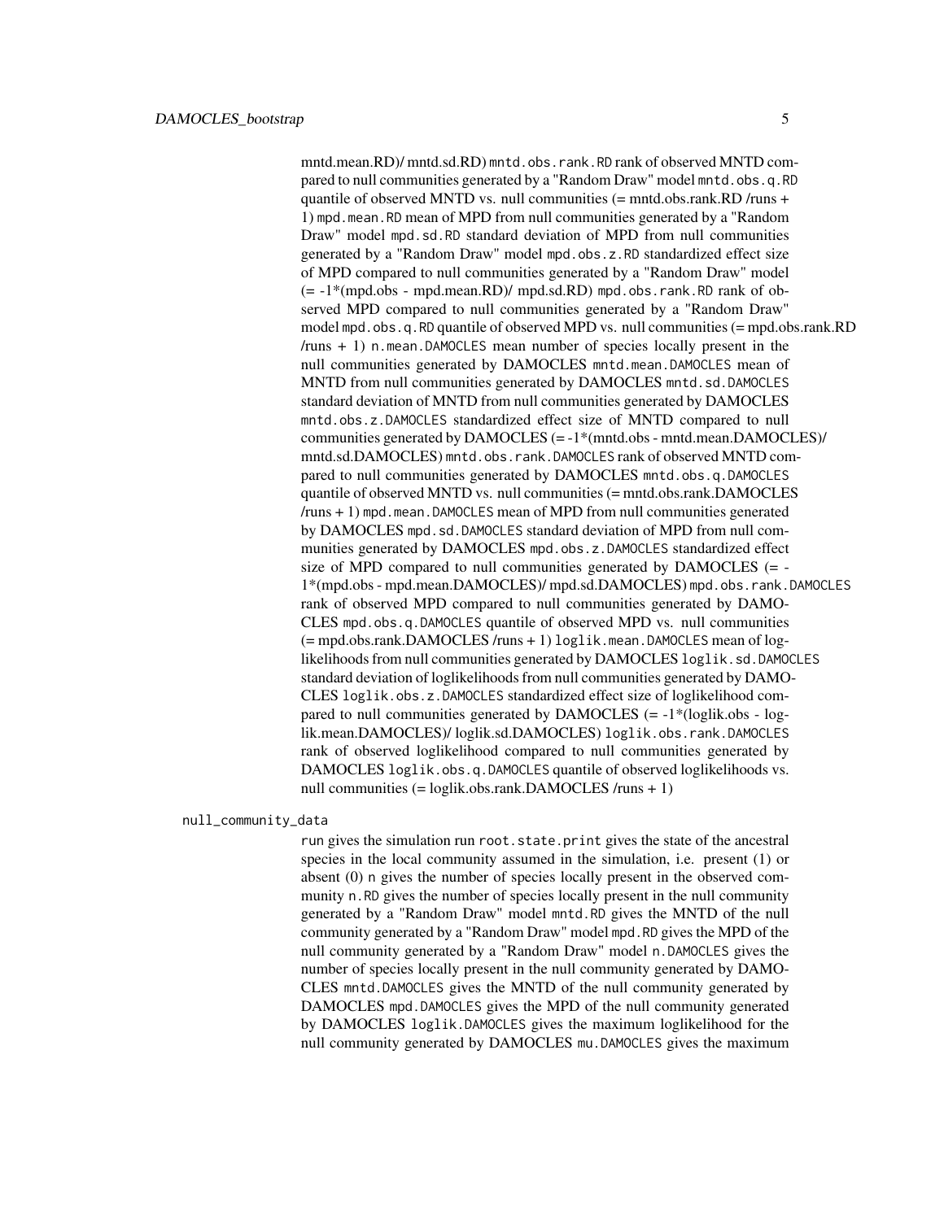mntd.mean.RD)/ mntd.sd.RD) `mntd.obs.rank.RD` rank of observed MNTD compared to null communities generated by a "Random Draw" model `mntd.obs.q.RD` quantile of observed MNTD vs. null communities (= mntd.obs.rank.RD /runs + 1) `mpd.mean.RD` mean of MPD from null communities generated by a "Random Draw" model `mpd.sd.RD` standard deviation of MPD from null communities generated by a "Random Draw" model `mpd.obs.z.RD` standardized effect size of MPD compared to null communities generated by a "Random Draw" model (= -1*(mpd.obs - mpd.mean.RD)/ mpd.sd.RD) `mpd.obs.rank.RD` rank of observed MPD compared to null communities generated by a "Random Draw" model `mpd.obs.q.RD` quantile of observed MPD vs. null communities (= mpd.obs.rank.RD /runs + 1) `n.mean.DAMOCLES` mean number of species locally present in the null communities generated by DAMOCLES `mntd.mean.DAMOCLES` mean of MNTD from null communities generated by DAMOCLES `mntd.sd.DAMOCLES` standard deviation of MNTD from null communities generated by DAMOCLES `mntd.obs.z.DAMOCLES` standardized effect size of MNTD compared to null communities generated by DAMOCLES (= -1*(mntd.obs - mntd.mean.DAMOCLES)/ mntd.sd.DAMOCLES) `mntd.obs.rank.DAMOCLES` rank of observed MNTD compared to null communities generated by DAMOCLES `mntd.obs.q.DAMOCLES` quantile of observed MNTD vs. null communities (= mntd.obs.rank.DAMOCLES /runs + 1) `mpd.mean.DAMOCLES` mean of MPD from null communities generated by DAMOCLES `mpd.sd.DAMOCLES` standard deviation of MPD from null communities generated by DAMOCLES `mpd.obs.z.DAMOCLES` standardized effect size of MPD compared to null communities generated by DAMOCLES (= -1*(mpd.obs - mpd.mean.DAMOCLES)/ mpd.sd.DAMOCLES) `mpd.obs.rank.DAMOCLES` rank of observed MPD compared to null communities generated by DAMOCLES `mpd.obs.q.DAMOCLES` quantile of observed MPD vs. null communities (= mpd.obs.rank.DAMOCLES /runs + 1) `loglik.mean.DAMOCLES` mean of loglikelihoods from null communities generated by DAMOCLES `loglik.sd.DAMOCLES` standard deviation of loglikelihoods from null communities generated by DAMOCLES `loglik.obs.z.DAMOCLES` standardized effect size of loglikelihood compared to null communities generated by DAMOCLES (= -1*(loglik.obs - loglik.mean.DAMOCLES)/ loglik.sd.DAMOCLES) `loglik.obs.rank.DAMOCLES` rank of observed loglikelihood compared to null communities generated by DAMOCLES `loglik.obs.q.DAMOCLES` quantile of observed loglikelihoods vs. null communities (= loglik.obs.rank.DAMOCLES /runs + 1)

`null_community_data`

`run` gives the simulation run `root.state.print` gives the state of the ancestral species in the local community assumed in the simulation, i.e. present (1) or absent (0) `n` gives the number of species locally present in the observed community `n.RD` gives the number of species locally present in the null community generated by a "Random Draw" model `mntd.RD` gives the MNTD of the null community generated by a "Random Draw" model `mpd.RD` gives the MPD of the null community generated by a "Random Draw" model `n.DAMOCLES` gives the number of species locally present in the null community generated by DAMOCLES `mntd.DAMOCLES` gives the MNTD of the null community generated by DAMOCLES `mpd.DAMOCLES` gives the MPD of the null community generated by DAMOCLES `loglik.DAMOCLES` gives the maximum loglikelihood for the null community generated by DAMOCLES `mu.DAMOCLES` gives the maximum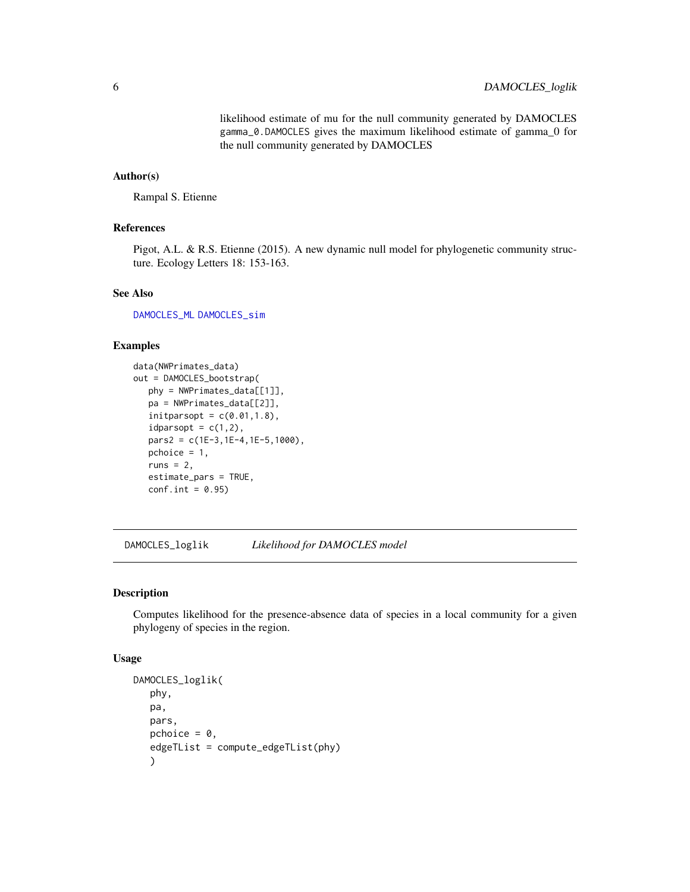likelihood estimate of mu for the null community generated by DAMOCLES gamma_0.DAMOCLES gives the maximum likelihood estimate of gamma_0 for the null community generated by DAMOCLES

### Author(s)

Rampal S. Etienne

### References

Pigot, A.L. & R.S. Etienne (2015). A new dynamic null model for phylogenetic community structure. Ecology Letters 18: 153-163.

### See Also

DAMOCLES_ML DAMOCLES_sim

### Examples

```
data(NWPrimates_data)
out = DAMOCLES_bootstrap(
   phy = NWPrimates_data[[1]],
   pa = NWPrimates_data[[2]],
   initparsopt = c(0.01,1.8),
   idparsopt = c(1,2),
   pars2 = c(1E-3,1E-4,1E-5,1000),
   pchoice = 1,
   runs = 2,
   estimate_pars = TRUE,
   conf.int = 0.95)
```

---

## DAMOCLES_loglik — *Likelihood for DAMOCLES model*

### Description

Computes likelihood for the presence-absence data of species in a local community for a given phylogeny of species in the region.

### Usage

```
DAMOCLES_loglik(
   phy,
   pa,
   pars,
   pchoice = 0,
   edgeTList = compute_edgeTList(phy)
   )
```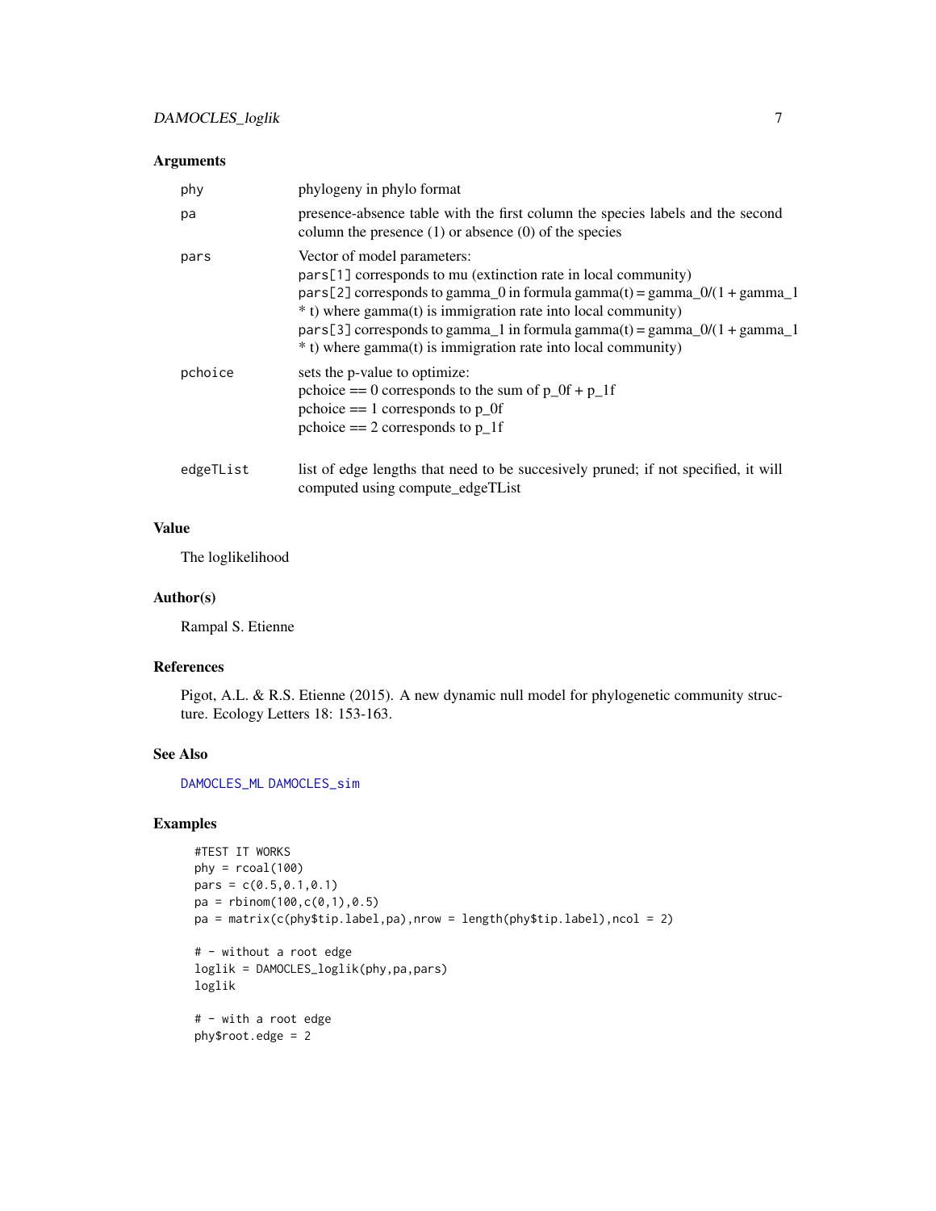### Arguments

| | |
|---|---|
| phy | phylogeny in phylo format |
| pa | presence-absence table with the first column the species labels and the second column the presence (1) or absence (0) of the species |
| pars | Vector of model parameters:<br>`pars[1]` corresponds to mu (extinction rate in local community)<br>`pars[2]` corresponds to gamma_0 in formula gamma(t) = gamma_0/(1 + gamma_1 * t) where gamma(t) is immigration rate into local community)<br>`pars[3]` corresponds to gamma_1 in formula gamma(t) = gamma_0/(1 + gamma_1 * t) where gamma(t) is immigration rate into local community) |
| pchoice | sets the p-value to optimize:<br>pchoice == 0 corresponds to the sum of p_0f + p_1f<br>pchoice == 1 corresponds to p_0f<br>pchoice == 2 corresponds to p_1f |
| edgeTList | list of edge lengths that need to be succesively pruned; if not specified, it will computed using compute_edgeTList |

### Value

The loglikelihood

### Author(s)

Rampal S. Etienne

### References

Pigot, A.L. & R.S. Etienne (2015). A new dynamic null model for phylogenetic community structure. Ecology Letters 18: 153-163.

### See Also

DAMOCLES_ML DAMOCLES_sim

### Examples

```
#TEST IT WORKS
phy = rcoal(100)
pars = c(0.5,0.1,0.1)
pa = rbinom(100,c(0,1),0.5)
pa = matrix(c(phy$tip.label,pa),nrow = length(phy$tip.label),ncol = 2)

# - without a root edge
loglik = DAMOCLES_loglik(phy,pa,pars)
loglik

# - with a root edge
phy$root.edge = 2
```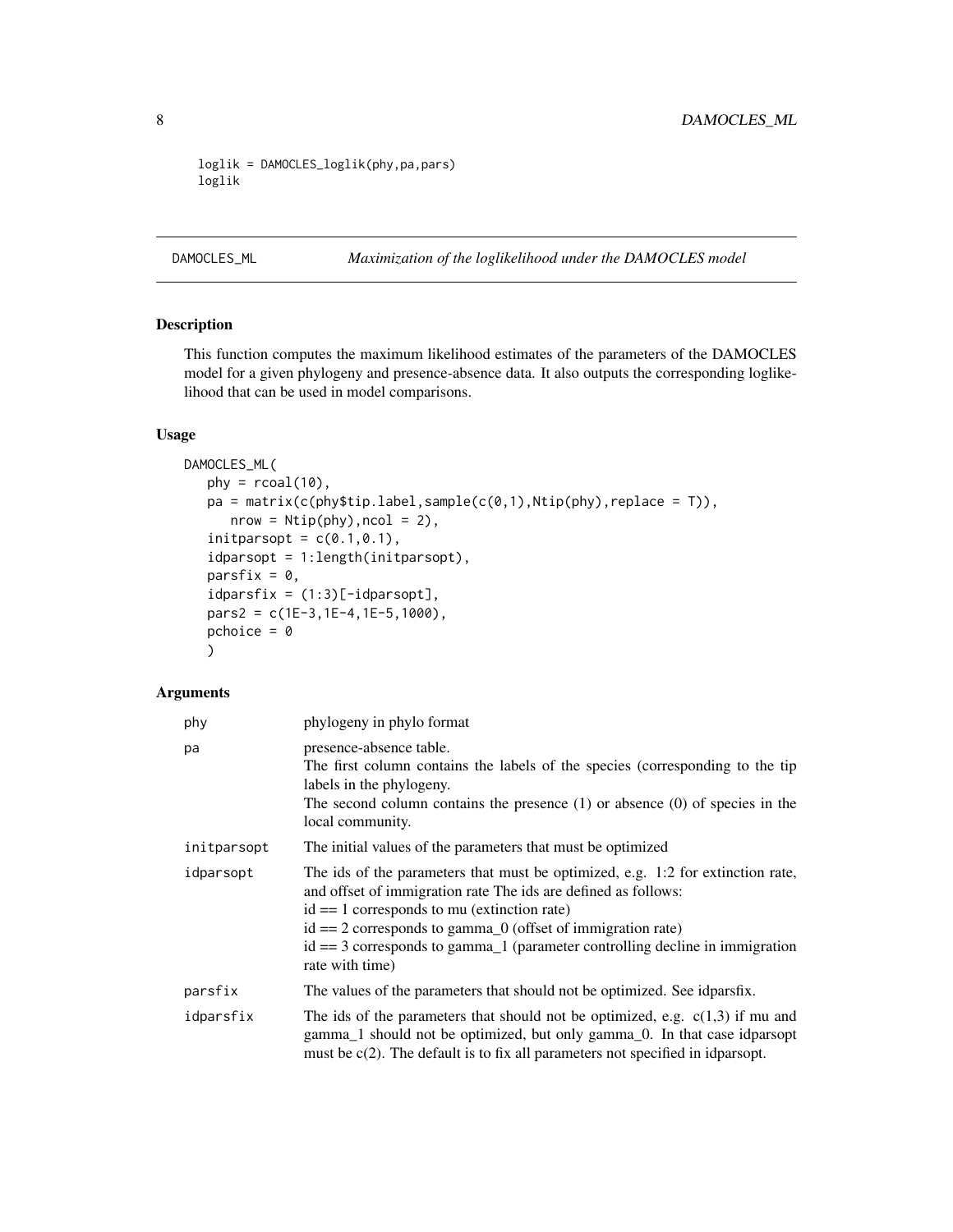```
loglik = DAMOCLES_loglik(phy,pa,pars)
loglik
```

## DAMOCLES_ML — *Maximization of the loglikelihood under the DAMOCLES model*

### Description

This function computes the maximum likelihood estimates of the parameters of the DAMOCLES model for a given phylogeny and presence-absence data. It also outputs the corresponding loglikelihood that can be used in model comparisons.

### Usage

```
DAMOCLES_ML(
   phy = rcoal(10),
   pa = matrix(c(phy$tip.label,sample(c(0,1),Ntip(phy),replace = T)),
      nrow = Ntip(phy),ncol = 2),
   initparsopt = c(0.1,0.1),
   idparsopt = 1:length(initparsopt),
   parsfix = 0,
   idparsfix = (1:3)[-idparsopt],
   pars2 = c(1E-3,1E-4,1E-5,1000),
   pchoice = 0
   )
```

### Arguments

| | |
|---|---|
| `phy` | phylogeny in phylo format |
| `pa` | presence-absence table.<br>The first column contains the labels of the species (corresponding to the tip labels in the phylogeny.<br>The second column contains the presence (1) or absence (0) of species in the local community. |
| `initparsopt` | The initial values of the parameters that must be optimized |
| `idparsopt` | The ids of the parameters that must be optimized, e.g. 1:2 for extinction rate, and offset of immigration rate The ids are defined as follows:<br>id == 1 corresponds to mu (extinction rate)<br>id == 2 corresponds to gamma_0 (offset of immigration rate)<br>id == 3 corresponds to gamma_1 (parameter controlling decline in immigration rate with time) |
| `parsfix` | The values of the parameters that should not be optimized. See idparsfix. |
| `idparsfix` | The ids of the parameters that should not be optimized, e.g. c(1,3) if mu and gamma_1 should not be optimized, but only gamma_0. In that case idparsopt must be c(2). The default is to fix all parameters not specified in idparsopt. |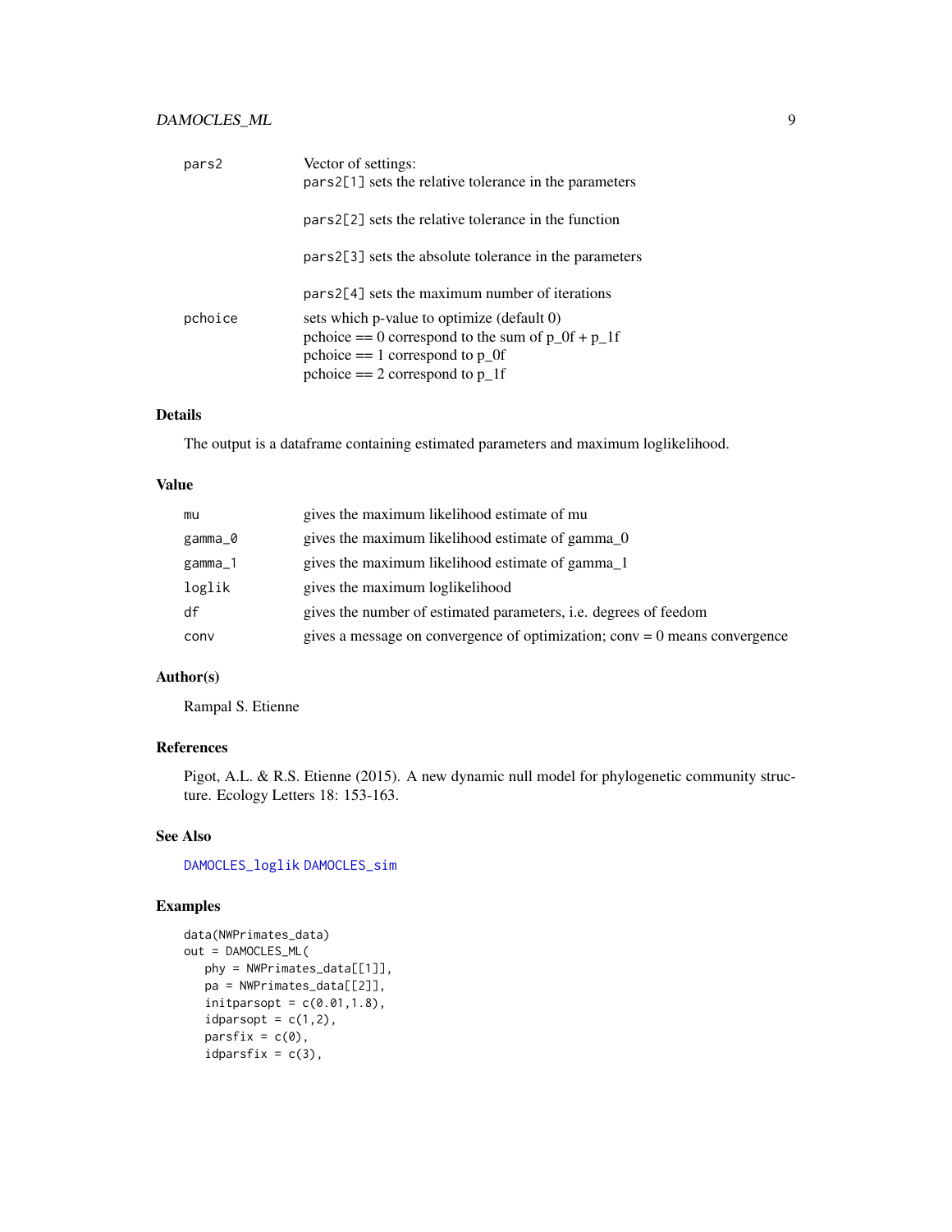| | |
|---|---|
| `pars2` | Vector of settings:<br>`pars2[1]` sets the relative tolerance in the parameters<br><br>`pars2[2]` sets the relative tolerance in the function<br><br>`pars2[3]` sets the absolute tolerance in the parameters<br><br>`pars2[4]` sets the maximum number of iterations |
| `pchoice` | sets which p-value to optimize (default 0)<br>pchoice == 0 correspond to the sum of p_0f + p_1f<br>pchoice == 1 correspond to p_0f<br>pchoice == 2 correspond to p_1f |

## Details

The output is a dataframe containing estimated parameters and maximum loglikelihood.

## Value

| | |
|---|---|
| `mu` | gives the maximum likelihood estimate of mu |
| `gamma_0` | gives the maximum likelihood estimate of gamma_0 |
| `gamma_1` | gives the maximum likelihood estimate of gamma_1 |
| `loglik` | gives the maximum loglikelihood |
| `df` | gives the number of estimated parameters, i.e. degrees of feedom |
| `conv` | gives a message on convergence of optimization; conv = 0 means convergence |

## Author(s)

Rampal S. Etienne

## References

Pigot, A.L. & R.S. Etienne (2015). A new dynamic null model for phylogenetic community structure. Ecology Letters 18: 153-163.

## See Also

DAMOCLES_loglik DAMOCLES_sim

## Examples

```
data(NWPrimates_data)
out = DAMOCLES_ML(
   phy = NWPrimates_data[[1]],
   pa = NWPrimates_data[[2]],
   initparsopt = c(0.01,1.8),
   idparsopt = c(1,2),
   parsfix = c(0),
   idparsfix = c(3),
```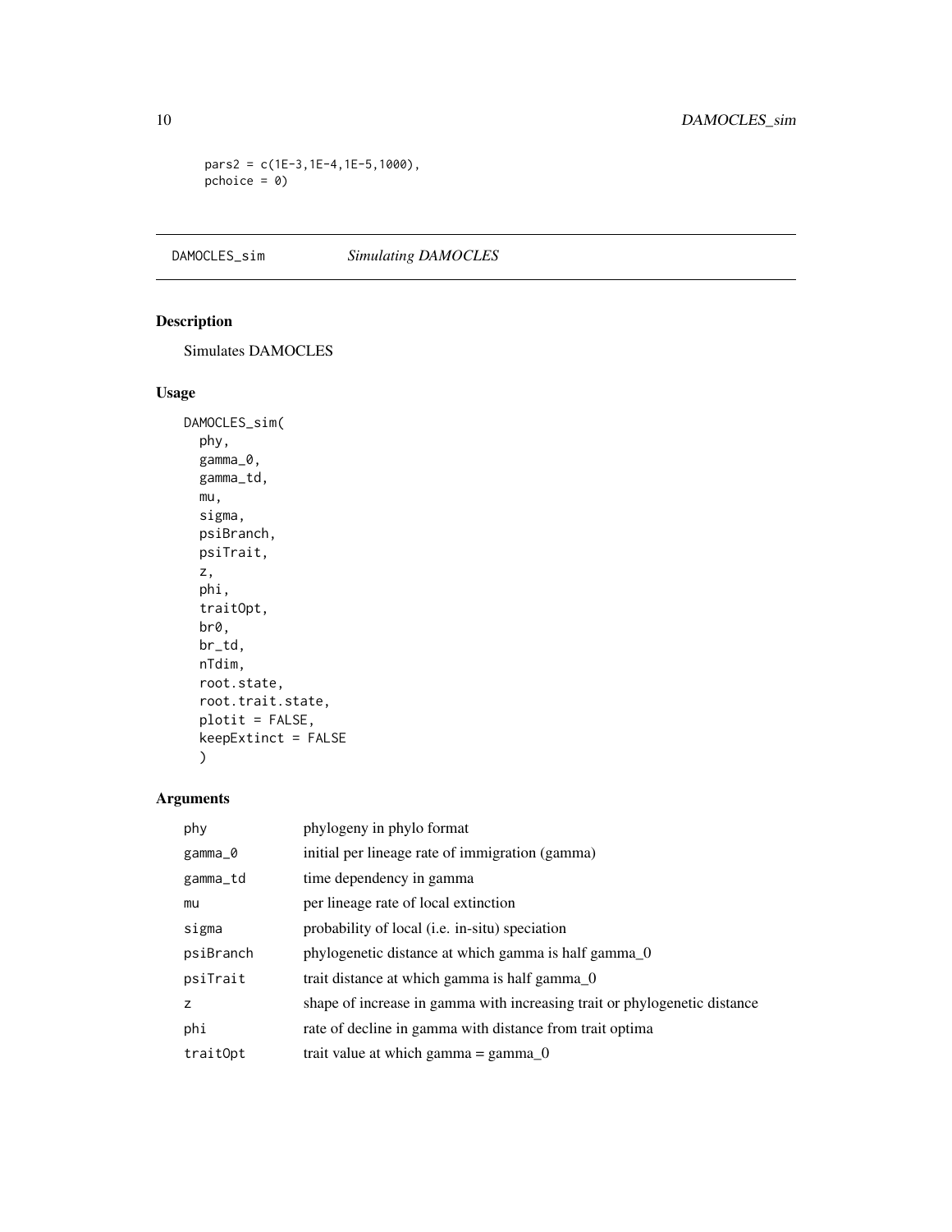```
pars2 = c(1E-3,1E-4,1E-5,1000),
pchoice = 0)
```

## DAMOCLES_sim — *Simulating DAMOCLES*

### Description

Simulates DAMOCLES

### Usage

```
DAMOCLES_sim(
  phy,
  gamma_0,
  gamma_td,
  mu,
  sigma,
  psiBranch,
  psiTrait,
  z,
  phi,
  traitOpt,
  br0,
  br_td,
  nTdim,
  root.state,
  root.trait.state,
  plotit = FALSE,
  keepExtinct = FALSE
  )
```

### Arguments

| | |
|---|---|
| phy | phylogeny in phylo format |
| gamma_0 | initial per lineage rate of immigration (gamma) |
| gamma_td | time dependency in gamma |
| mu | per lineage rate of local extinction |
| sigma | probability of local (i.e. in-situ) speciation |
| psiBranch | phylogenetic distance at which gamma is half gamma_0 |
| psiTrait | trait distance at which gamma is half gamma_0 |
| z | shape of increase in gamma with increasing trait or phylogenetic distance |
| phi | rate of decline in gamma with distance from trait optima |
| traitOpt | trait value at which gamma = gamma_0 |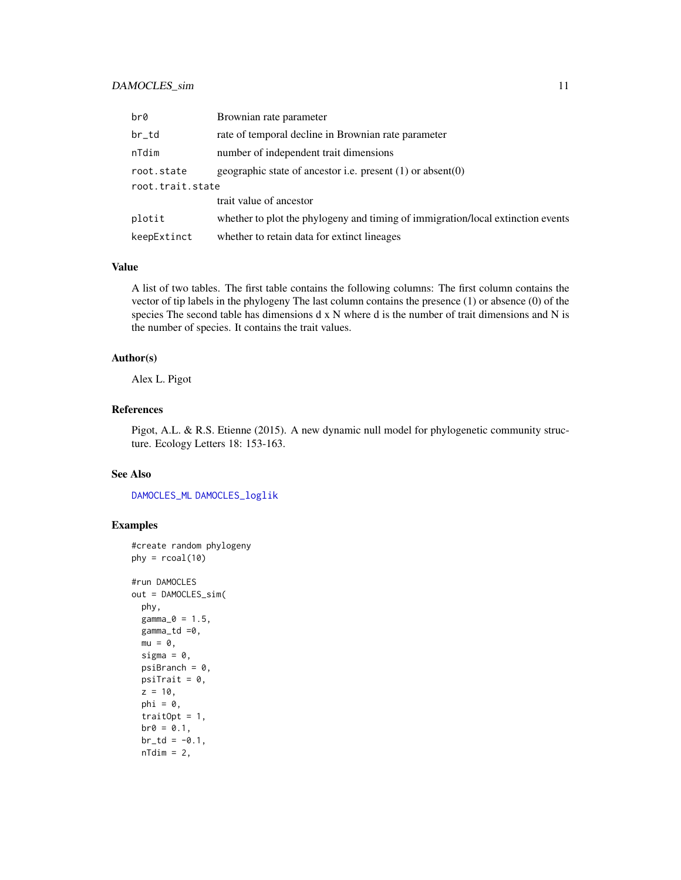| | |
|---|---|
| br0 | Brownian rate parameter |
| br_td | rate of temporal decline in Brownian rate parameter |
| nTdim | number of independent trait dimensions |
| root.state | geographic state of ancestor i.e. present (1) or absent(0) |
| root.trait.state | trait value of ancestor |
| plotit | whether to plot the phylogeny and timing of immigration/local extinction events |
| keepExtinct | whether to retain data for extinct lineages |

## Value

A list of two tables. The first table contains the following columns: The first column contains the vector of tip labels in the phylogeny The last column contains the presence (1) or absence (0) of the species The second table has dimensions d x N where d is the number of trait dimensions and N is the number of species. It contains the trait values.

## Author(s)

Alex L. Pigot

## References

Pigot, A.L. & R.S. Etienne (2015). A new dynamic null model for phylogenetic community structure. Ecology Letters 18: 153-163.

## See Also

DAMOCLES_ML DAMOCLES_loglik

## Examples

```
#create random phylogeny
phy = rcoal(10)

#run DAMOCLES
out = DAMOCLES_sim(
  phy,
  gamma_0 = 1.5,
  gamma_td =0,
  mu = 0,
  sigma = 0,
  psiBranch = 0,
  psiTrait = 0,
  z = 10,
  phi = 0,
  traitOpt = 1,
  br0 = 0.1,
  br_td = -0.1,
  nTdim = 2,
```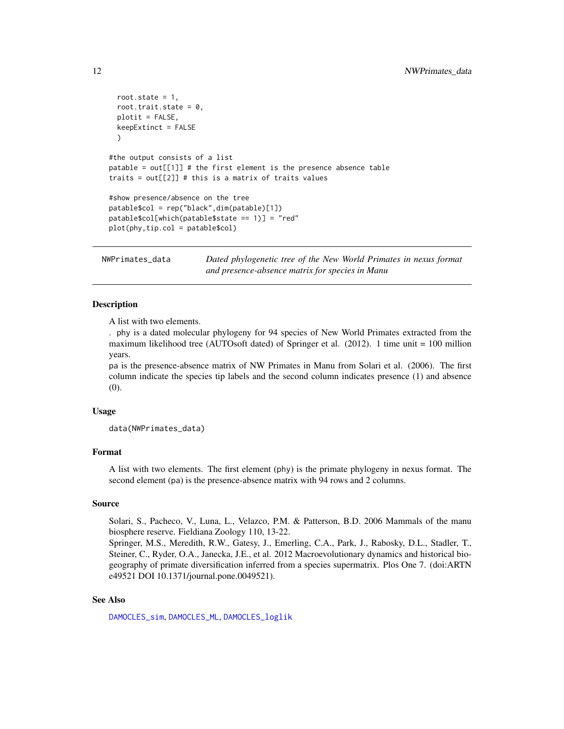```
  root.state = 1,
  root.trait.state = 0,
  plotit = FALSE,
  keepExtinct = FALSE
  )

#the output consists of a list
patable = out[[1]] # the first element is the presence absence table
traits = out[[2]] # this is a matrix of traits values

#show presence/absence on the tree
patable$col = rep("black",dim(patable)[1])
patable$col[which(patable$state == 1)] = "red"
plot(phy,tip.col = patable$col)
```

---

## NWPrimates_data — *Dated phylogenetic tree of the New World Primates in nexus format and presence-absence matrix for species in Manu*

---

### Description

A list with two elements.
. phy is a dated molecular phylogeny for 94 species of New World Primates extracted from the maximum likelihood tree (AUTOsoft dated) of Springer et al. (2012). 1 time unit = 100 million years.
pa is the presence-absence matrix of NW Primates in Manu from Solari et al. (2006). The first column indicate the species tip labels and the second column indicates presence (1) and absence (0).

### Usage

```
data(NWPrimates_data)
```

### Format

A list with two elements. The first element (phy) is the primate phylogeny in nexus format. The second element (pa) is the presence-absence matrix with 94 rows and 2 columns.

### Source

Solari, S., Pacheco, V., Luna, L., Velazco, P.M. & Patterson, B.D. 2006 Mammals of the manu biosphere reserve. Fieldiana Zoology 110, 13-22.
Springer, M.S., Meredith, R.W., Gatesy, J., Emerling, C.A., Park, J., Rabosky, D.L., Stadler, T., Steiner, C., Ryder, O.A., Janecka, J.E., et al. 2012 Macroevolutionary dynamics and historical biogeography of primate diversification inferred from a species supermatrix. Plos One 7. (doi:ARTN e49521 DOI 10.1371/journal.pone.0049521).

### See Also

DAMOCLES_sim, DAMOCLES_ML, DAMOCLES_loglik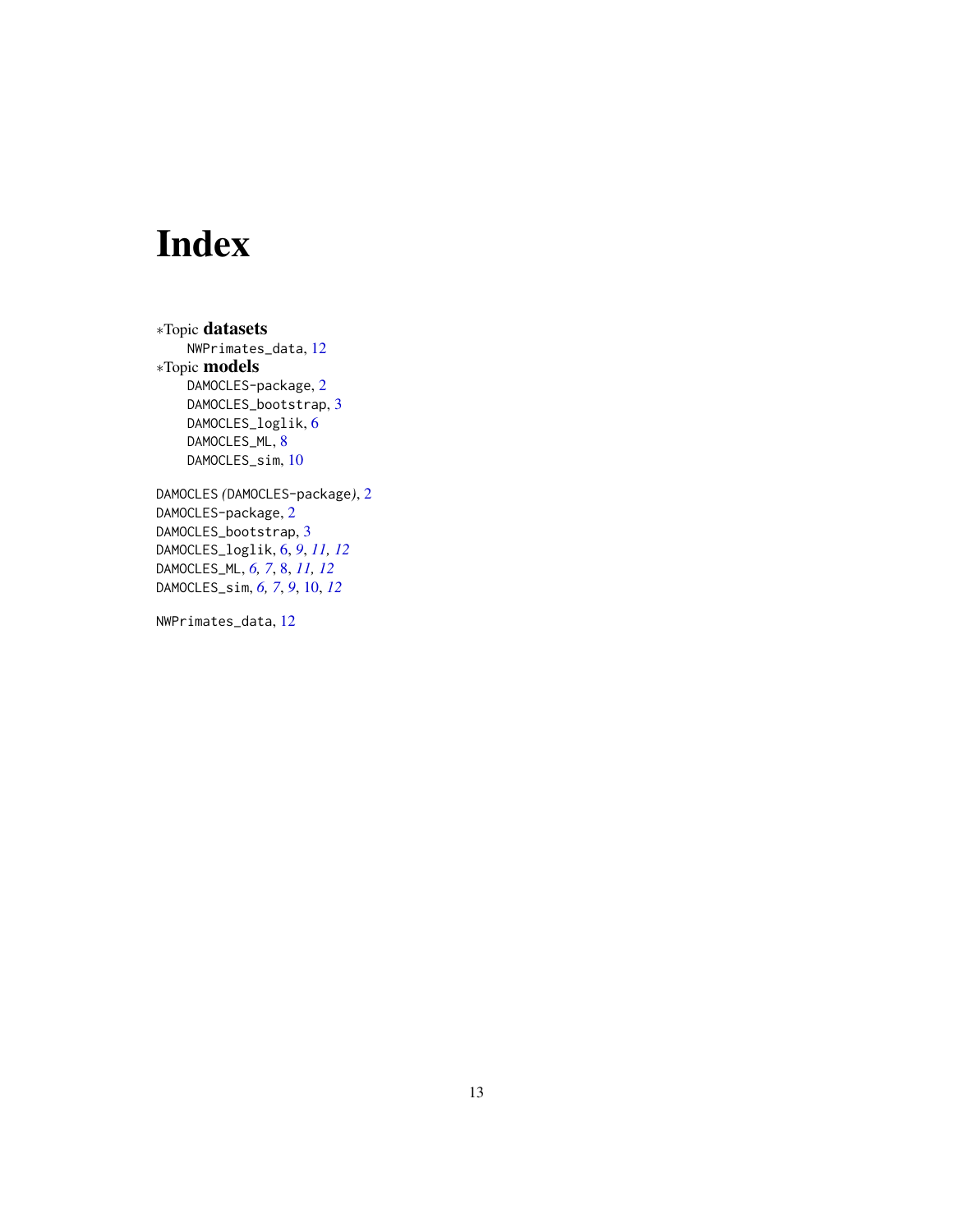# Index

∗Topic **datasets**

    NWPrimates_data, 12

∗Topic **models**

    DAMOCLES-package, 2
    DAMOCLES_bootstrap, 3
    DAMOCLES_loglik, 6
    DAMOCLES_ML, 8
    DAMOCLES_sim, 10

DAMOCLES *(*DAMOCLES-package*)*, 2
DAMOCLES-package, 2
DAMOCLES_bootstrap, 3
DAMOCLES_loglik, 6, *9*, *11*, *12*
DAMOCLES_ML, *6*, *7*, 8, *11*, *12*
DAMOCLES_sim, *6*, *7*, *9*, 10, *12*

NWPrimates_data, 12